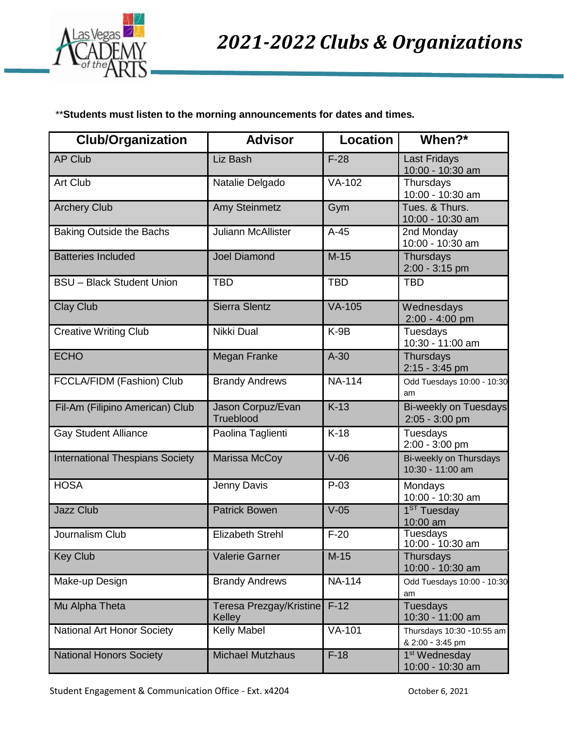# 2021-2022 Clubs & Organizations

**Students must listen to the morning announcements for dates and times.

| Club/Organization | Advisor | Location | When?* |
|---|---|---|---|
| AP Club | Liz Bash | F-28 | Last Fridays 10:00 - 10:30 am |
| Art Club | Natalie Delgado | VA-102 | Thursdays 10:00 - 10:30 am |
| Archery Club | Amy Steinmetz | Gym | Tues. & Thurs. 10:00 - 10:30 am |
| Baking Outside the Bachs | Juliann McAllister | A-45 | 2nd Monday 10:00 - 10:30 am |
| Batteries Included | Joel Diamond | M-15 | Thursdays 2:00 - 3:15 pm |
| BSU – Black Student Union | TBD | TBD | TBD |
| Clay Club | Sierra Slentz | VA-105 | Wednesdays 2:00 - 4:00 pm |
| Creative Writing Club | Nikki Dual | K-9B | Tuesdays 10:30 - 11:00 am |
| ECHO | Megan Franke | A-30 | Thursdays 2:15 - 3:45 pm |
| FCCLA/FIDM (Fashion) Club | Brandy Andrews | NA-114 | Odd Tuesdays 10:00 - 10:30 am |
| Fil-Am (Filipino American) Club | Jason Corpuz/Evan Trueblood | K-13 | Bi-weekly on Tuesdays 2:05 - 3:00 pm |
| Gay Student Alliance | Paolina Taglienti | K-18 | Tuesdays 2:00 - 3:00 pm |
| International Thespians Society | Marissa McCoy | V-06 | Bi-weekly on Thursdays 10:30 - 11:00 am |
| HOSA | Jenny Davis | P-03 | Mondays 10:00 - 10:30 am |
| Jazz Club | Patrick Bowen | V-05 | 1ST Tuesday 10:00 am |
| Journalism Club | Elizabeth Strehl | F-20 | Tuesdays 10:00 - 10:30 am |
| Key Club | Valerie Garner | M-15 | Thursdays 10:00 - 10:30 am |
| Make-up Design | Brandy Andrews | NA-114 | Odd Tuesdays 10:00 - 10:30 am |
| Mu Alpha Theta | Teresa Prezgay/Kristine Kelley | F-12 | Tuesdays 10:30 - 11:00 am |
| National Art Honor Society | Kelly Mabel | VA-101 | Thursdays 10:30 -10:55 am & 2:00 - 3:45 pm |
| National Honors Society | Michael Mutzhaus | F-18 | 1st Wednesday 10:00 - 10:30 am |

Student Engagement & Communication Office - Ext. x4204

October 6, 2021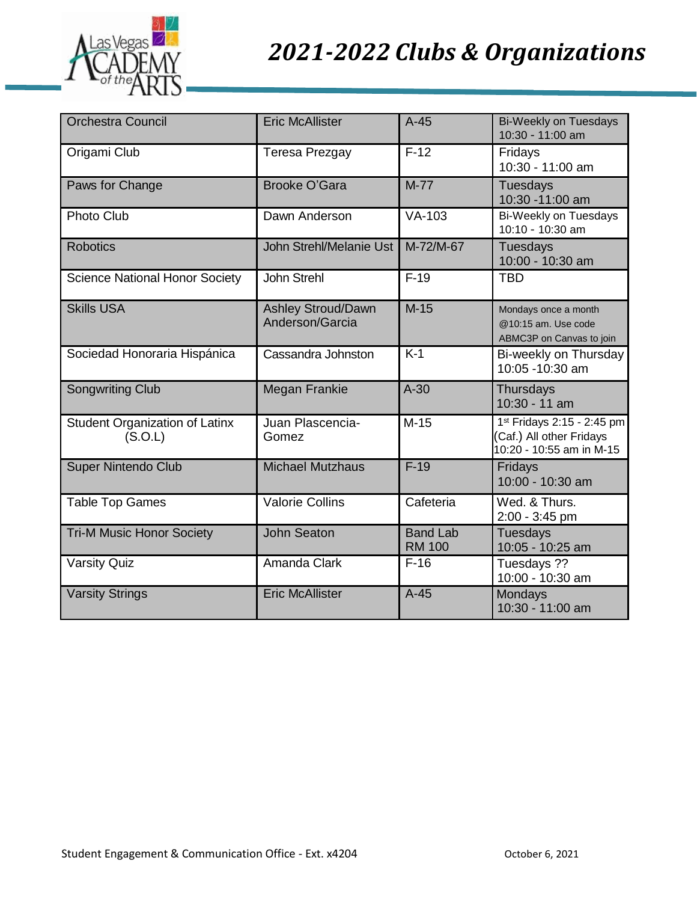# 2021-2022 Clubs & Organizations

| | | | |
|---|---|---|---|
| Orchestra Council | Eric McAllister | A-45 | Bi-Weekly on Tuesdays 10:30 - 11:00 am |
| Origami Club | Teresa Prezgay | F-12 | Fridays 10:30 - 11:00 am |
| Paws for Change | Brooke O'Gara | M-77 | Tuesdays 10:30 -11:00 am |
| Photo Club | Dawn Anderson | VA-103 | Bi-Weekly on Tuesdays 10:10 - 10:30 am |
| Robotics | John Strehl/Melanie Ust | M-72/M-67 | Tuesdays 10:00 - 10:30 am |
| Science National Honor Society | John Strehl | F-19 | TBD |
| Skills USA | Ashley Stroud/Dawn Anderson/Garcia | M-15 | Mondays once a month @10:15 am. Use code ABMC3P on Canvas to join |
| Sociedad Honoraria Hispánica | Cassandra Johnston | K-1 | Bi-weekly on Thursday 10:05 -10:30 am |
| Songwriting Club | Megan Frankie | A-30 | Thursdays 10:30 - 11 am |
| Student Organization of Latinx (S.O.L) | Juan Plascencia-Gomez | M-15 | 1st Fridays 2:15 - 2:45 pm (Caf.) All other Fridays 10:20 - 10:55 am in M-15 |
| Super Nintendo Club | Michael Mutzhaus | F-19 | Fridays 10:00 - 10:30 am |
| Table Top Games | Valorie Collins | Cafeteria | Wed. & Thurs. 2:00 - 3:45 pm |
| Tri-M Music Honor Society | John Seaton | Band Lab RM 100 | Tuesdays 10:05 - 10:25 am |
| Varsity Quiz | Amanda Clark | F-16 | Tuesdays ?? 10:00 - 10:30 am |
| Varsity Strings | Eric McAllister | A-45 | Mondays 10:30 - 11:00 am |

Student Engagement & Communication Office - Ext. x4204

October 6, 2021